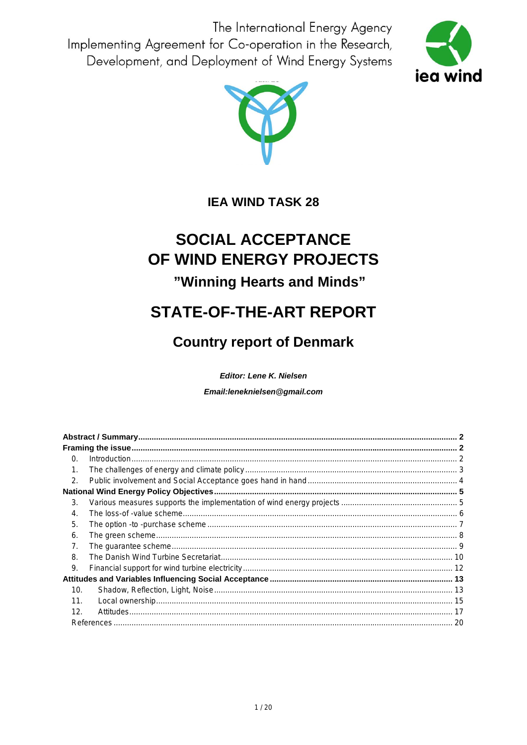The International Energy Agency
Implementing Agreement for Co-operation in the Research, Development, and Deployment of Wind Energy Systems

iea wind

**IEA WIND TASK 28**

# SOCIAL ACCEPTANCE OF WIND ENERGY PROJECTS

## "Winning Hearts and Minds"

# STATE-OF-THE-ART REPORT

## Country report of Denmark

***Editor: Lene K. Nielsen***

***Email:leneknielsen@gmail.com***

| | |
|---|---|
| **Abstract / Summary** | **2** |
| **Framing the issue** | **2** |
| 0. Introduction | 2 |
| 1. The challenges of energy and climate policy | 3 |
| 2. Public involvement and Social Acceptance goes hand in hand | 4 |
| **National Wind Energy Policy Objectives** | **5** |
| 3. Various measures supports the implementation of wind energy projects | 5 |
| 4. The loss-of -value scheme | 6 |
| 5. The option -to -purchase scheme | 7 |
| 6. The green scheme | 8 |
| 7. The guarantee scheme | 9 |
| 8. The Danish Wind Turbine Secretariat | 10 |
| 9. Financial support for wind turbine electricity | 12 |
| **Attitudes and Variables Influencing Social Acceptance** | **13** |
| 10. Shadow, Reflection, Light, Noise | 13 |
| 11. Local ownership | 15 |
| 12. Attitudes | 17 |
| References | 20 |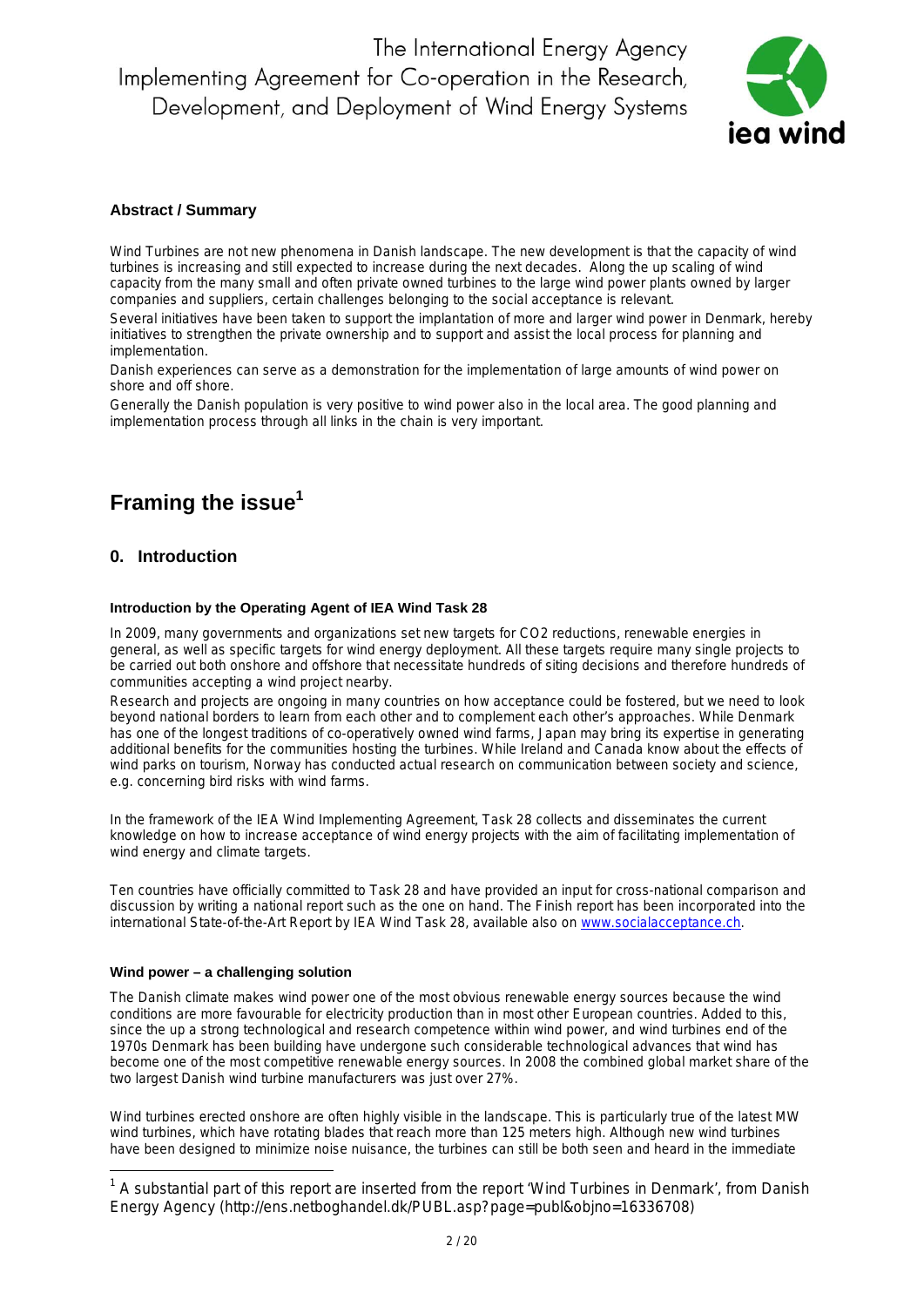## Abstract / Summary

Wind Turbines are not new phenomena in Danish landscape. The new development is that the capacity of wind turbines is increasing and still expected to increase during the next decades. Along the up scaling of wind capacity from the many small and often private owned turbines to the large wind power plants owned by larger companies and suppliers, certain challenges belonging to the social acceptance is relevant.

Several initiatives have been taken to support the implantation of more and larger wind power in Denmark, hereby initiatives to strengthen the private ownership and to support and assist the local process for planning and implementation.

Danish experiences can serve as a demonstration for the implementation of large amounts of wind power on shore and off shore.

Generally the Danish population is very positive to wind power also in the local area. The good planning and implementation process through all links in the chain is very important.

# Framing the issue[1]

## 0. Introduction

#### Introduction by the Operating Agent of IEA Wind Task 28

In 2009, many governments and organizations set new targets for CO2 reductions, renewable energies in general, as well as specific targets for wind energy deployment. All these targets require many single projects to be carried out both onshore and offshore that necessitate hundreds of siting decisions and therefore hundreds of communities accepting a wind project nearby.

Research and projects are ongoing in many countries on how acceptance could be fostered, but we need to look beyond national borders to learn from each other and to complement each other's approaches. While Denmark has one of the longest traditions of co-operatively owned wind farms, Japan may bring its expertise in generating additional benefits for the communities hosting the turbines. While Ireland and Canada know about the effects of wind parks on tourism, Norway has conducted actual research on communication between society and science, e.g. concerning bird risks with wind farms.

In the framework of the IEA Wind Implementing Agreement, Task 28 collects and disseminates the current knowledge on how to increase acceptance of wind energy projects with the aim of facilitating implementation of wind energy and climate targets.

Ten countries have officially committed to Task 28 and have provided an input for cross-national comparison and discussion by writing a national report such as the one on hand. The Finish report has been incorporated into the international State-of-the-Art Report by IEA Wind Task 28, available also on www.socialacceptance.ch.

#### Wind power – a challenging solution

The Danish climate makes wind power one of the most obvious renewable energy sources because the wind conditions are more favourable for electricity production than in most other European countries. Added to this, since the up a strong technological and research competence within wind power, and wind turbines end of the 1970s Denmark has been building have undergone such considerable technological advances that wind has become one of the most competitive renewable energy sources. In 2008 the combined global market share of the two largest Danish wind turbine manufacturers was just over 27%.

Wind turbines erected onshore are often highly visible in the landscape. This is particularly true of the latest MW wind turbines, which have rotating blades that reach more than 125 meters high. Although new wind turbines have been designed to minimize noise nuisance, the turbines can still be both seen and heard in the immediate

---

[1] A substantial part of this report are inserted from the report 'Wind Turbines in Denmark', from Danish Energy Agency (http://ens.netboghandel.dk/PUBL.asp?page=publ&objno=16336708)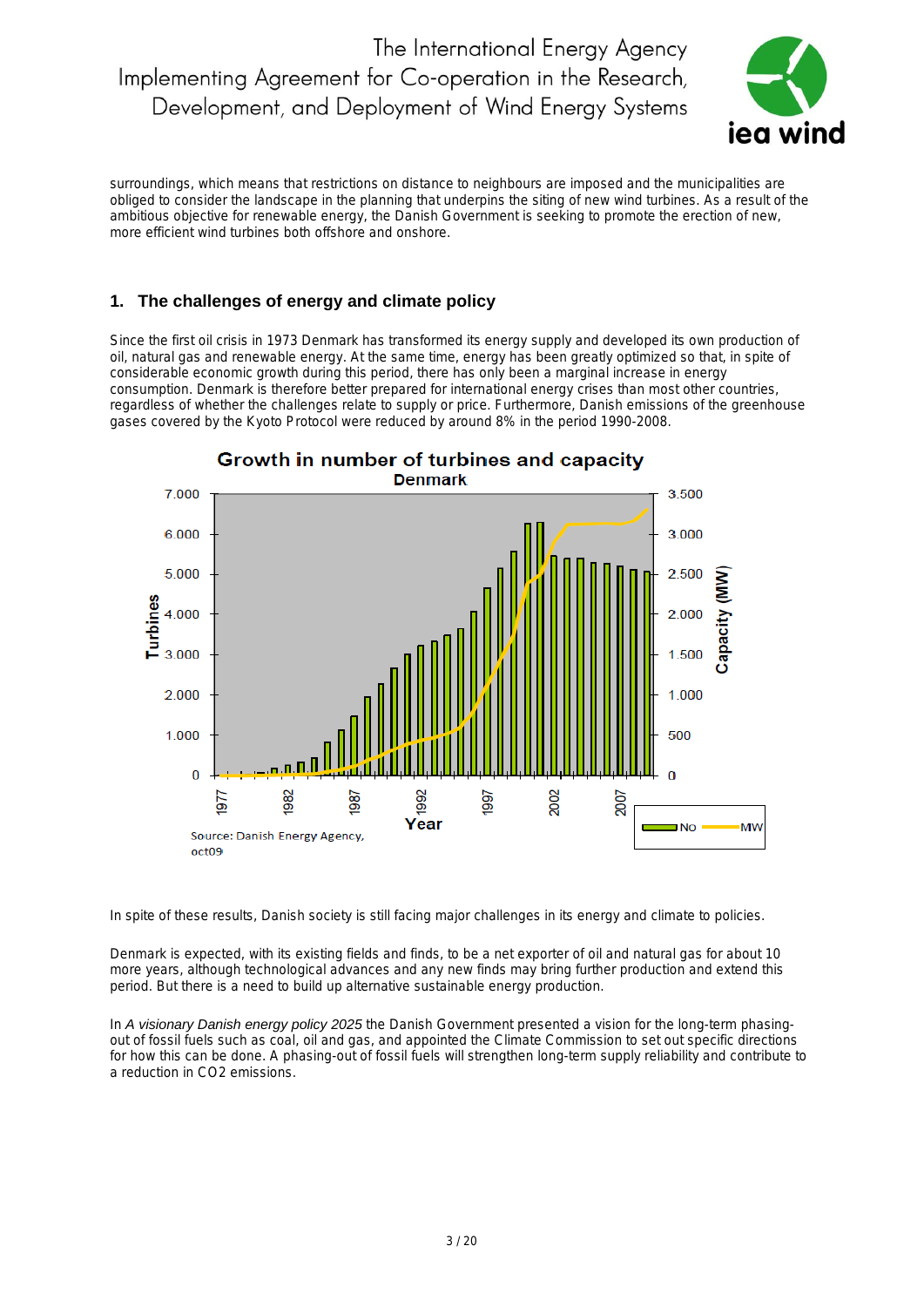surroundings, which means that restrictions on distance to neighbours are imposed and the municipalities are obliged to consider the landscape in the planning that underpins the siting of new wind turbines. As a result of the ambitious objective for renewable energy, the Danish Government is seeking to promote the erection of new, more efficient wind turbines both offshore and onshore.

## 1. The challenges of energy and climate policy

Since the first oil crisis in 1973 Denmark has transformed its energy supply and developed its own production of oil, natural gas and renewable energy. At the same time, energy has been greatly optimized so that, in spite of considerable economic growth during this period, there has only been a marginal increase in energy consumption. Denmark is therefore better prepared for international energy crises than most other countries, regardless of whether the challenges relate to supply or price. Furthermore, Danish emissions of the greenhouse gases covered by the Kyoto Protocol were reduced by around 8% in the period 1990-2008.

**Growth in number of turbines and capacity**
**Denmark**

Source: Danish Energy Agency, oct09

In spite of these results, Danish society is still facing major challenges in its energy and climate to policies.

Denmark is expected, with its existing fields and finds, to be a net exporter of oil and natural gas for about 10 more years, although technological advances and any new finds may bring further production and extend this period. But there is a need to build up alternative sustainable energy production.

In *A visionary Danish energy policy 2025* the Danish Government presented a vision for the long-term phasing-out of fossil fuels such as coal, oil and gas, and appointed the Climate Commission to set out specific directions for how this can be done. A phasing-out of fossil fuels will strengthen long-term supply reliability and contribute to a reduction in $CO_2$ emissions.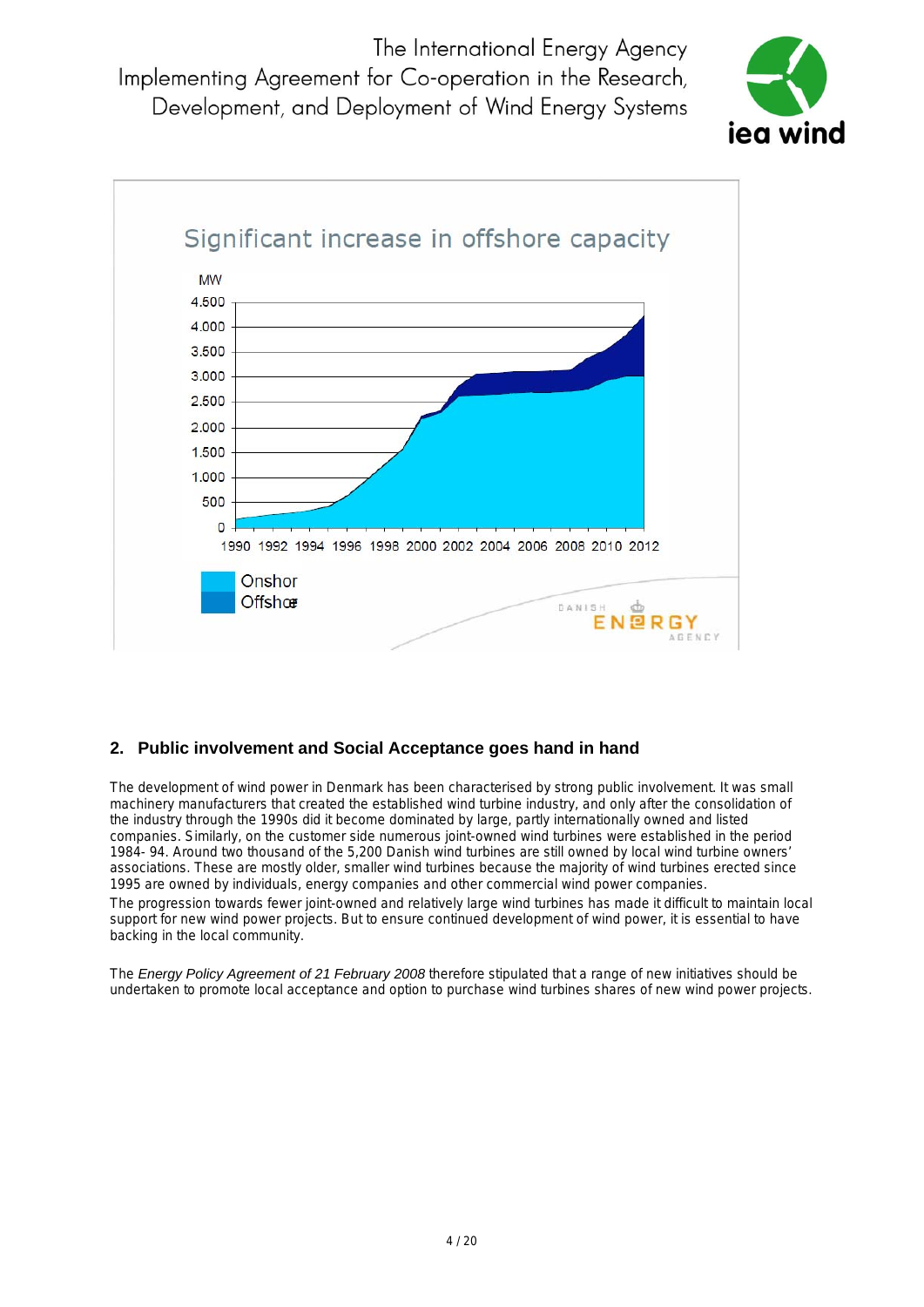Significant increase in offshore capacity

MW

4.500
4.000
3.500
3.000
2.500
2.000
1.500
1.000
500
0

1990 1992 1994 1996 1998 2000 2002 2004 2006 2008 2010 2012

Onshor
Offshor

DANISH ENERGY AGENCY

## 2. Public involvement and Social Acceptance goes hand in hand

The development of wind power in Denmark has been characterised by strong public involvement. It was small machinery manufacturers that created the established wind turbine industry, and only after the consolidation of the industry through the 1990s did it become dominated by large, partly internationally owned and listed companies. Similarly, on the customer side numerous joint-owned wind turbines were established in the period 1984- 94. Around two thousand of the 5,200 Danish wind turbines are still owned by local wind turbine owners' associations. These are mostly older, smaller wind turbines because the majority of wind turbines erected since 1995 are owned by individuals, energy companies and other commercial wind power companies.

The progression towards fewer joint-owned and relatively large wind turbines has made it difficult to maintain local support for new wind power projects. But to ensure continued development of wind power, it is essential to have backing in the local community.

The *Energy Policy Agreement of 21 February 2008* therefore stipulated that a range of new initiatives should be undertaken to promote local acceptance and option to purchase wind turbines shares of new wind power projects.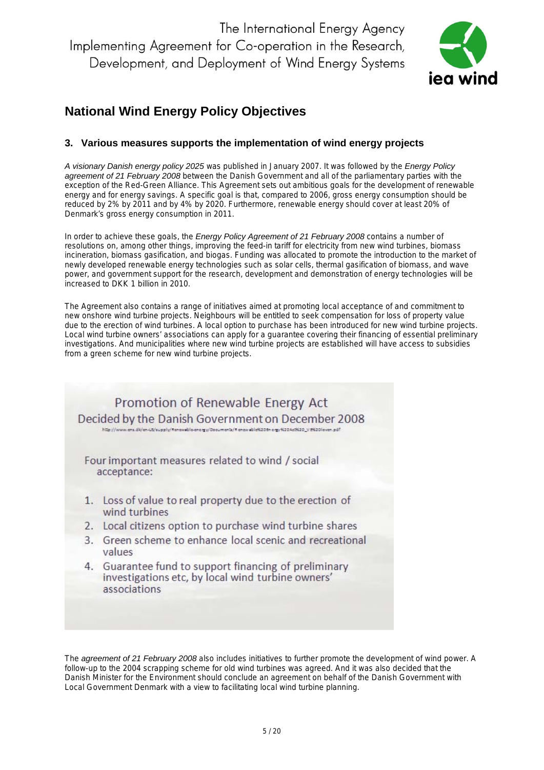## National Wind Energy Policy Objectives

### 3. Various measures supports the implementation of wind energy projects

*A visionary Danish energy policy 2025* was published in January 2007. It was followed by the *Energy Policy agreement of 21 February 2008* between the Danish Government and all of the parliamentary parties with the exception of the Red-Green Alliance. This Agreement sets out ambitious goals for the development of renewable energy and for energy savings. A specific goal is that, compared to 2006, gross energy consumption should be reduced by 2% by 2011 and by 4% by 2020. Furthermore, renewable energy should cover at least 20% of Denmark's gross energy consumption in 2011.

In order to achieve these goals, the *Energy Policy Agreement of 21 February 2008* contains a number of resolutions on, among other things, improving the feed-in tariff for electricity from new wind turbines, biomass incineration, biomass gasification, and biogas. Funding was allocated to promote the introduction to the market of newly developed renewable energy technologies such as solar cells, thermal gasification of biomass, and wave power, and government support for the research, development and demonstration of energy technologies will be increased to DKK 1 billion in 2010.

The Agreement also contains a range of initiatives aimed at promoting local acceptance of and commitment to new onshore wind turbine projects. Neighbours will be entitled to seek compensation for loss of property value due to the erection of wind turbines. A local option to purchase has been introduced for new wind turbine projects. Local wind turbine owners' associations can apply for a guarantee covering their financing of essential preliminary investigations. And municipalities where new wind turbine projects are established will have access to subsidies from a green scheme for new wind turbine projects.

**Promotion of Renewable Energy Act**
**Decided by the Danish Government on December 2008**

Four important measures related to wind / social acceptance:

1. Loss of value to real property due to the erection of wind turbines
2. Local citizens option to purchase wind turbine shares
3. Green scheme to enhance local scenic and recreational values
4. Guarantee fund to support financing of preliminary investigations etc, by local wind turbine owners' associations

The *agreement of 21 February 2008* also includes initiatives to further promote the development of wind power. A follow-up to the 2004 scrapping scheme for old wind turbines was agreed. And it was also decided that the Danish Minister for the Environment should conclude an agreement on behalf of the Danish Government with Local Government Denmark with a view to facilitating local wind turbine planning.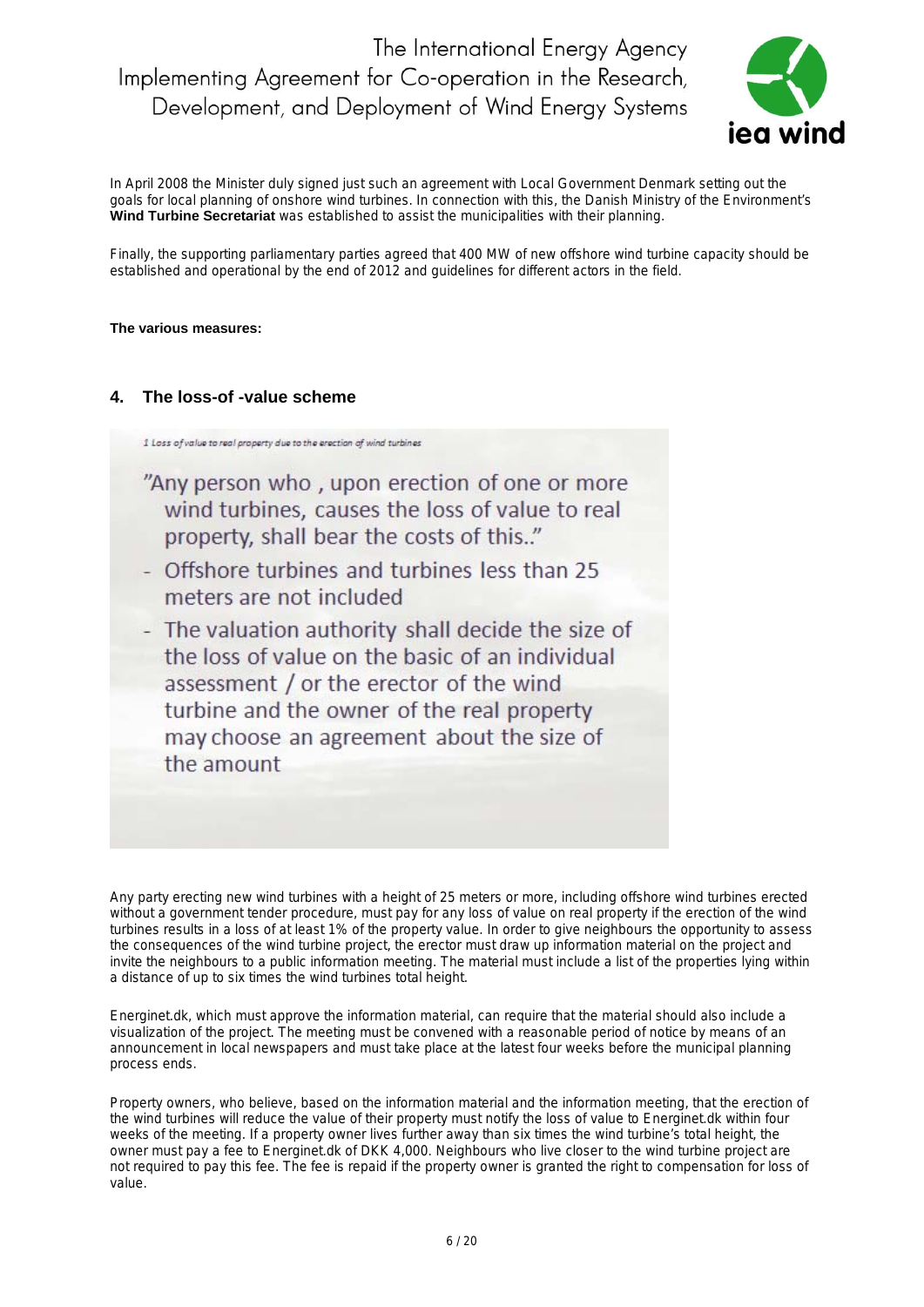In April 2008 the Minister duly signed just such an agreement with Local Government Denmark setting out the goals for local planning of onshore wind turbines. In connection with this, the Danish Ministry of the Environment's **Wind Turbine Secretariat** was established to assist the municipalities with their planning.

Finally, the supporting parliamentary parties agreed that 400 MW of new offshore wind turbine capacity should be established and operational by the end of 2012 and guidelines for different actors in the field.

**The various measures:**

## 4. The loss-of -value scheme

*1 Loss of value to real property due to the erection of wind turbines*

"Any person who , upon erection of one or more wind turbines, causes the loss of value to real property, shall bear the costs of this.."

- Offshore turbines and turbines less than 25 meters are not included
- The valuation authority shall decide the size of the loss of value on the basic of an individual assessment / or the erector of the wind turbine and the owner of the real property may choose an agreement about the size of the amount

Any party erecting new wind turbines with a height of 25 meters or more, including offshore wind turbines erected without a government tender procedure, must pay for any loss of value on real property if the erection of the wind turbines results in a loss of at least 1% of the property value. In order to give neighbours the opportunity to assess the consequences of the wind turbine project, the erector must draw up information material on the project and invite the neighbours to a public information meeting. The material must include a list of the properties lying within a distance of up to six times the wind turbines total height.

Energinet.dk, which must approve the information material, can require that the material should also include a visualization of the project. The meeting must be convened with a reasonable period of notice by means of an announcement in local newspapers and must take place at the latest four weeks before the municipal planning process ends.

Property owners, who believe, based on the information material and the information meeting, that the erection of the wind turbines will reduce the value of their property must notify the loss of value to Energinet.dk within four weeks of the meeting. If a property owner lives further away than six times the wind turbine's total height, the owner must pay a fee to Energinet.dk of DKK 4,000. Neighbours who live closer to the wind turbine project are not required to pay this fee. The fee is repaid if the property owner is granted the right to compensation for loss of value.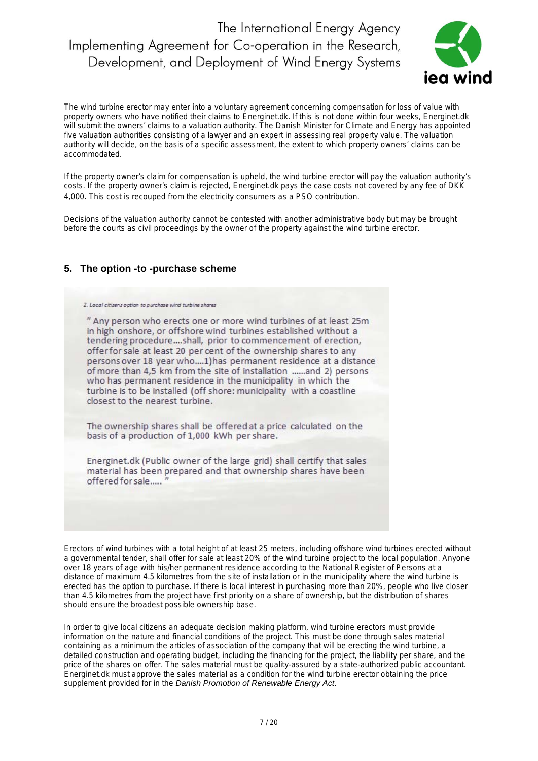The wind turbine erector may enter into a voluntary agreement concerning compensation for loss of value with property owners who have notified their claims to Energinet.dk. If this is not done within four weeks, Energinet.dk will submit the owners' claims to a valuation authority. The Danish Minister for Climate and Energy has appointed five valuation authorities consisting of a lawyer and an expert in assessing real property value. The valuation authority will decide, on the basis of a specific assessment, the extent to which property owners' claims can be accommodated.

If the property owner's claim for compensation is upheld, the wind turbine erector will pay the valuation authority's costs. If the property owner's claim is rejected, Energinet.dk pays the case costs not covered by any fee of DKK 4,000. This cost is recouped from the electricity consumers as a PSO contribution.

Decisions of the valuation authority cannot be contested with another administrative body but may be brought before the courts as civil proceedings by the owner of the property against the wind turbine erector.

## 5. The option -to -purchase scheme

*2. Local citizens option to purchase wind turbine shares*

" Any person who erects one or more wind turbines of at least 25m in high onshore, or offshore wind turbines established without a tendering procedure....shall, prior to commencement of erection, offer for sale at least 20 per cent of the ownership shares to any persons over 18 year who....1)has permanent residence at a distance of more than 4,5 km from the site of installation ......and 2) persons who has permanent residence in the municipality in which the turbine is to be installed (off shore: municipality with a coastline closest to the nearest turbine.

The ownership shares shall be offered at a price calculated on the basis of a production of 1,000 kWh per share.

Energinet.dk (Public owner of the large grid) shall certify that sales material has been prepared and that ownership shares have been offered for sale..... "

Erectors of wind turbines with a total height of at least 25 meters, including offshore wind turbines erected without a governmental tender, shall offer for sale at least 20% of the wind turbine project to the local population. Anyone over 18 years of age with his/her permanent residence according to the National Register of Persons at a distance of maximum 4.5 kilometres from the site of installation or in the municipality where the wind turbine is erected has the option to purchase. If there is local interest in purchasing more than 20%, people who live closer than 4.5 kilometres from the project have first priority on a share of ownership, but the distribution of shares should ensure the broadest possible ownership base.

In order to give local citizens an adequate decision making platform, wind turbine erectors must provide information on the nature and financial conditions of the project. This must be done through sales material containing as a minimum the articles of association of the company that will be erecting the wind turbine, a detailed construction and operating budget, including the financing for the project, the liability per share, and the price of the shares on offer. The sales material must be quality-assured by a state-authorized public accountant. Energinet.dk must approve the sales material as a condition for the wind turbine erector obtaining the price supplement provided for in the *Danish Promotion of Renewable Energy Act*.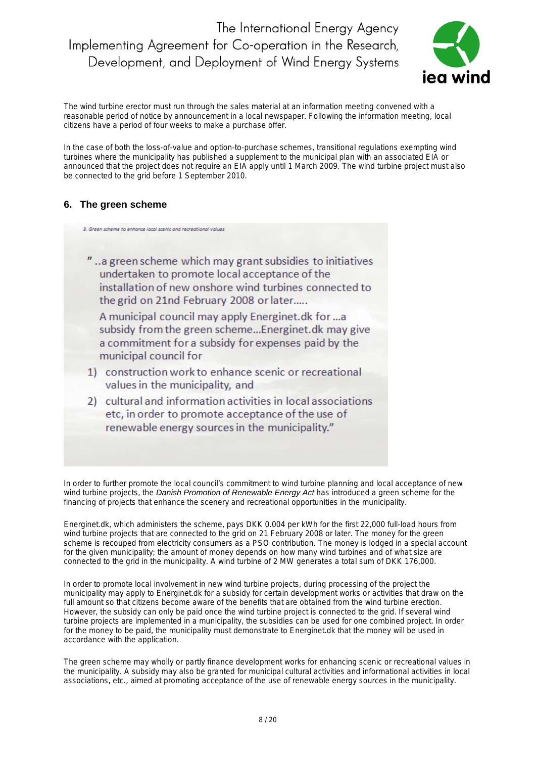The wind turbine erector must run through the sales material at an information meeting convened with a reasonable period of notice by announcement in a local newspaper. Following the information meeting, local citizens have a period of four weeks to make a purchase offer.

In the case of both the loss-of-value and option-to-purchase schemes, transitional regulations exempting wind turbines where the municipality has published a supplement to the municipal plan with an associated EIA or announced that the project does not require an EIA apply until 1 March 2009. The wind turbine project must also be connected to the grid before 1 September 2010.

## 6. The green scheme

3. Green scheme to enhance local scenic and recreational values

"..a green scheme which may grant subsidies to initiatives undertaken to promote local acceptance of the installation of new onshore wind turbines connected to the grid on 21nd February 2008 or later.....

A municipal council may apply Energinet.dk for ...a subsidy from the green scheme...Energinet.dk may give a commitment for a subsidy for expenses paid by the municipal council for

1) construction work to enhance scenic or recreational values in the municipality, and
2) cultural and information activities in local associations etc, in order to promote acceptance of the use of renewable energy sources in the municipality."

In order to further promote the local council's commitment to wind turbine planning and local acceptance of new wind turbine projects, the *Danish Promotion of Renewable Energy Act* has introduced a green scheme for the financing of projects that enhance the scenery and recreational opportunities in the municipality.

Energinet.dk, which administers the scheme, pays DKK 0.004 per kWh for the first 22,000 full-load hours from wind turbine projects that are connected to the grid on 21 February 2008 or later. The money for the green scheme is recouped from electricity consumers as a PSO contribution. The money is lodged in a special account for the given municipality; the amount of money depends on how many wind turbines and of what size are connected to the grid in the municipality. A wind turbine of 2 MW generates a total sum of DKK 176,000.

In order to promote local involvement in new wind turbine projects, during processing of the project the municipality may apply to Energinet.dk for a subsidy for certain development works or activities that draw on the full amount so that citizens become aware of the benefits that are obtained from the wind turbine erection. However, the subsidy can only be paid once the wind turbine project is connected to the grid. If several wind turbine projects are implemented in a municipality, the subsidies can be used for one combined project. In order for the money to be paid, the municipality must demonstrate to Energinet.dk that the money will be used in accordance with the application.

The green scheme may wholly or partly finance development works for enhancing scenic or recreational values in the municipality. A subsidy may also be granted for municipal cultural activities and informational activities in local associations, etc., aimed at promoting acceptance of the use of renewable energy sources in the municipality.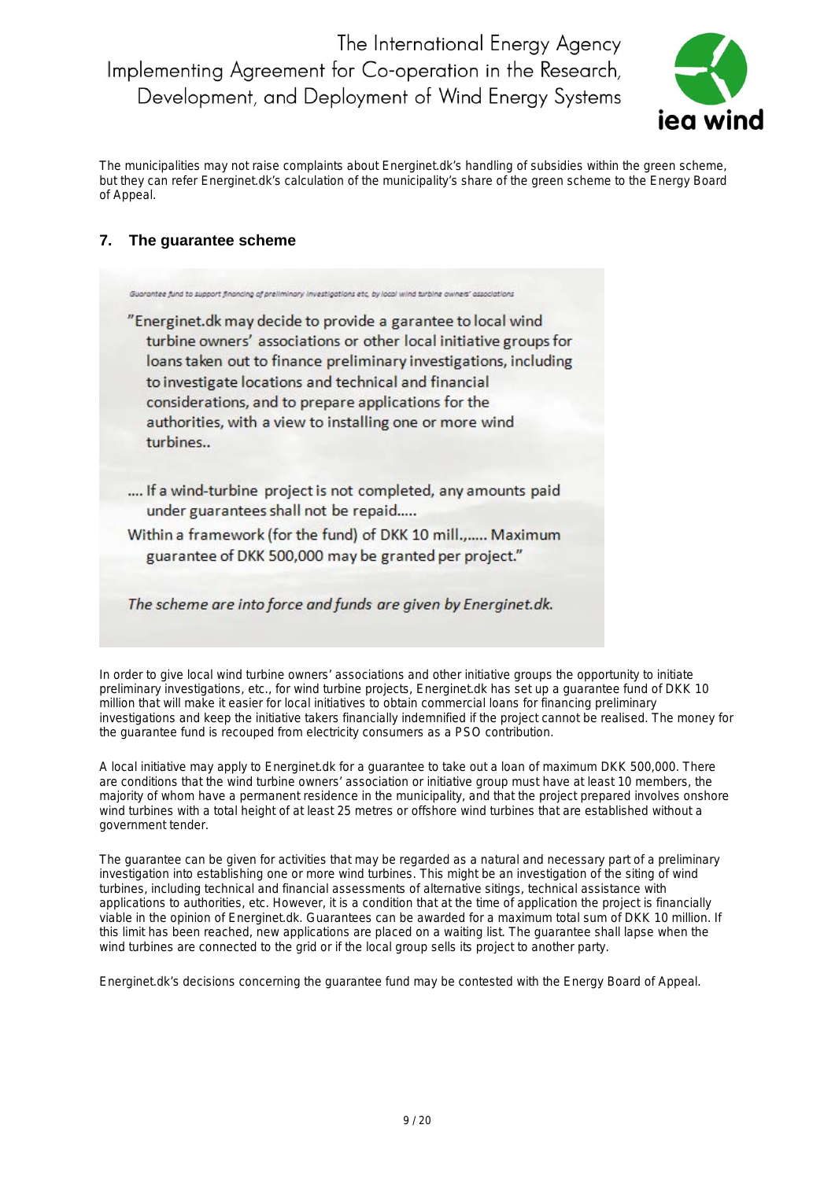The municipalities may not raise complaints about Energinet.dk's handling of subsidies within the green scheme, but they can refer Energinet.dk's calculation of the municipality's share of the green scheme to the Energy Board of Appeal.

## 7. The guarantee scheme

*Guarantee fund to support financing of preliminary investigations etc. by local wind turbine owners' associations*

"Energinet.dk may decide to provide a guarantee to local wind turbine owners' associations or other local initiative groups for loans taken out to finance preliminary investigations, including to investigate locations and technical and financial considerations, and to prepare applications for the authorities, with a view to installing one or more wind turbines..

.... If a wind-turbine project is not completed, any amounts paid under guarantees shall not be repaid.....

Within a framework (for the fund) of DKK 10 mill.,..... Maximum guarantee of DKK 500,000 may be granted per project."

*The scheme are into force and funds are given by Energinet.dk.*

In order to give local wind turbine owners' associations and other initiative groups the opportunity to initiate preliminary investigations, etc., for wind turbine projects, Energinet.dk has set up a guarantee fund of DKK 10 million that will make it easier for local initiatives to obtain commercial loans for financing preliminary investigations and keep the initiative takers financially indemnified if the project cannot be realised. The money for the guarantee fund is recouped from electricity consumers as a PSO contribution.

A local initiative may apply to Energinet.dk for a guarantee to take out a loan of maximum DKK 500,000. There are conditions that the wind turbine owners' association or initiative group must have at least 10 members, the majority of whom have a permanent residence in the municipality, and that the project prepared involves onshore wind turbines with a total height of at least 25 metres or offshore wind turbines that are established without a government tender.

The guarantee can be given for activities that may be regarded as a natural and necessary part of a preliminary investigation into establishing one or more wind turbines. This might be an investigation of the siting of wind turbines, including technical and financial assessments of alternative sitings, technical assistance with applications to authorities, etc. However, it is a condition that at the time of application the project is financially viable in the opinion of Energinet.dk. Guarantees can be awarded for a maximum total sum of DKK 10 million. If this limit has been reached, new applications are placed on a waiting list. The guarantee shall lapse when the wind turbines are connected to the grid or if the local group sells its project to another party.

Energinet.dk's decisions concerning the guarantee fund may be contested with the Energy Board of Appeal.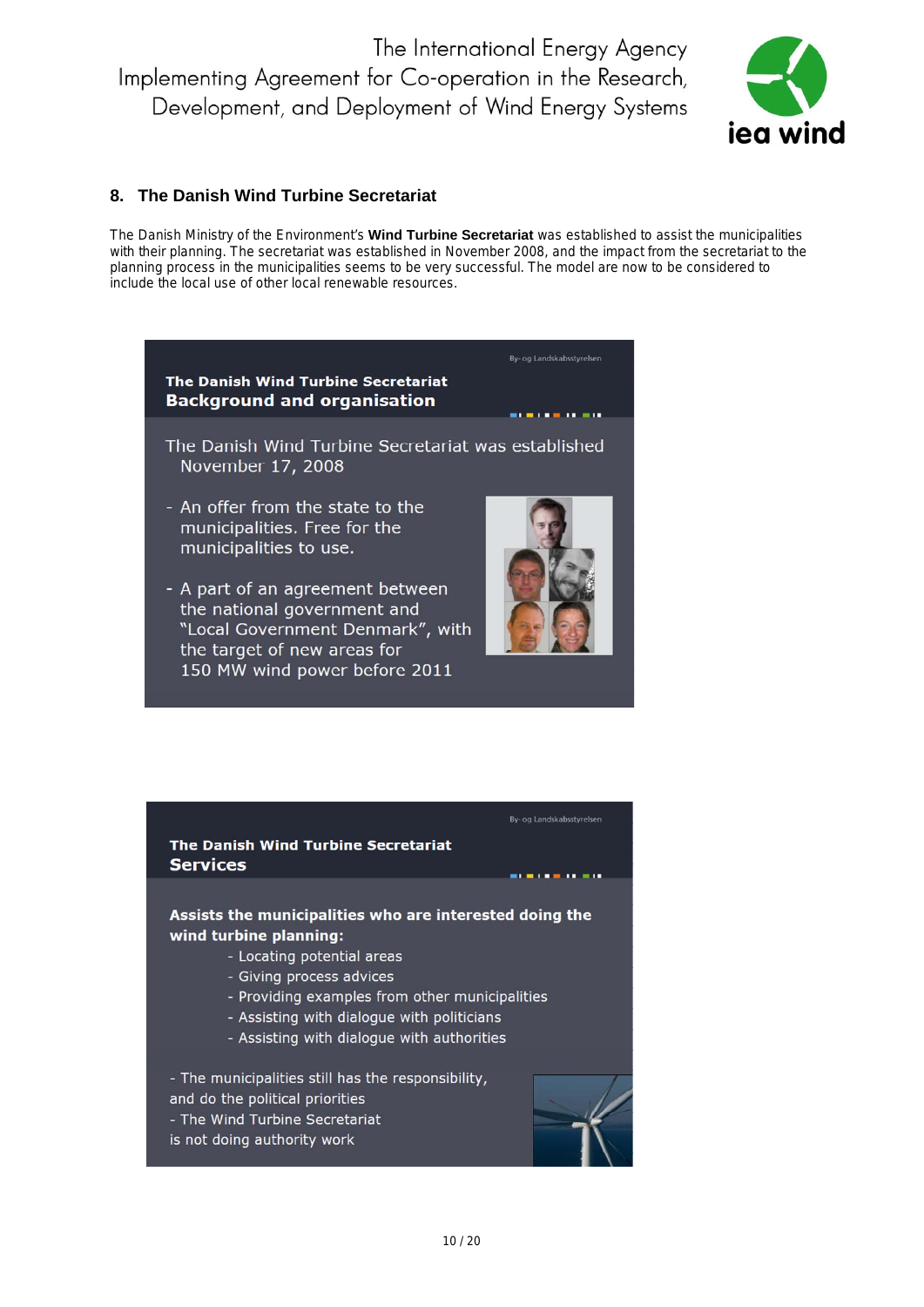## 8. The Danish Wind Turbine Secretariat

The Danish Ministry of the Environment's **Wind Turbine Secretariat** was established to assist the municipalities with their planning. The secretariat was established in November 2008, and the impact from the secretariat to the planning process in the municipalities seems to be very successful. The model are now to be considered to include the local use of other local renewable resources.

By- og Landskabsstyrelsen

**The Danish Wind Turbine Secretariat**
**Background and organisation**

The Danish Wind Turbine Secretariat was established November 17, 2008

- An offer from the state to the municipalities. Free for the municipalities to use.
- A part of an agreement between the national government and "Local Government Denmark", with the target of new areas for 150 MW wind power before 2011

By- og Landskabsstyrelsen

**The Danish Wind Turbine Secretariat**
**Services**

**Assists the municipalities who are interested doing the wind turbine planning:**

- Locating potential areas
- Giving process advices
- Providing examples from other municipalities
- Assisting with dialogue with politicians
- Assisting with dialogue with authorities

- The municipalities still has the responsibility, and do the political priorities
- The Wind Turbine Secretariat is not doing authority work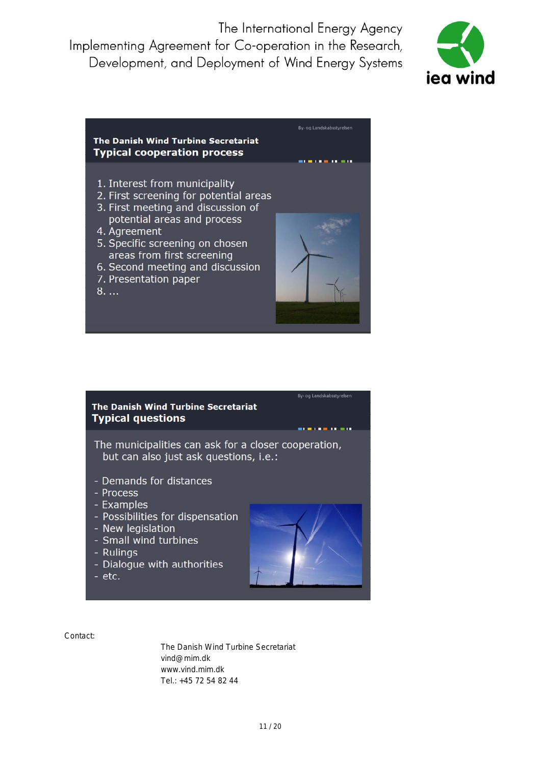### The Danish Wind Turbine Secretariat
### Typical cooperation process

1. Interest from municipality
2. First screening for potential areas
3. First meeting and discussion of potential areas and process
4. Agreement
5. Specific screening on chosen areas from first screening
6. Second meeting and discussion
7. Presentation paper
8. …

### The Danish Wind Turbine Secretariat
### Typical questions

The municipalities can ask for a closer cooperation, but can also just ask questions, i.e.:

- Demands for distances
- Process
- Examples
- Possibilities for dispensation
- New legislation
- Small wind turbines
- Rulings
- Dialogue with authorities
- etc.

Contact:

The Danish Wind Turbine Secretariat
vind@mim.dk
www.vind.mim.dk
Tel.: +45 72 54 82 44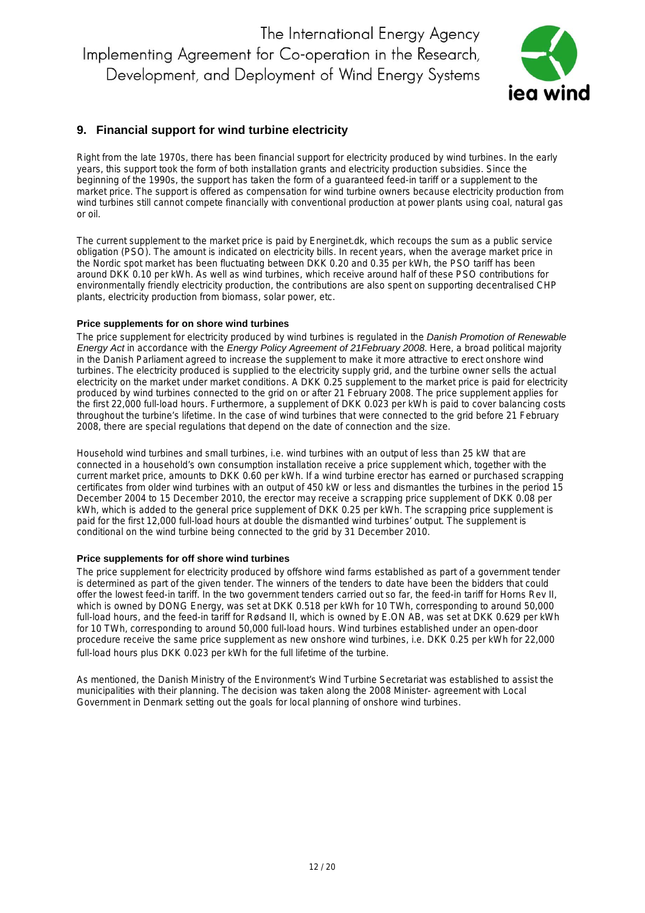## 9. Financial support for wind turbine electricity

Right from the late 1970s, there has been financial support for electricity produced by wind turbines. In the early years, this support took the form of both installation grants and electricity production subsidies. Since the beginning of the 1990s, the support has taken the form of a guaranteed feed-in tariff or a supplement to the market price. The support is offered as compensation for wind turbine owners because electricity production from wind turbines still cannot compete financially with conventional production at power plants using coal, natural gas or oil.

The current supplement to the market price is paid by Energinet.dk, which recoups the sum as a public service obligation (PSO). The amount is indicated on electricity bills. In recent years, when the average market price in the Nordic spot market has been fluctuating between DKK 0.20 and 0.35 per kWh, the PSO tariff has been around DKK 0.10 per kWh. As well as wind turbines, which receive around half of these PSO contributions for environmentally friendly electricity production, the contributions are also spent on supporting decentralised CHP plants, electricity production from biomass, solar power, etc.

#### Price supplements for on shore wind turbines

The price supplement for electricity produced by wind turbines is regulated in the *Danish Promotion of Renewable Energy Act* in accordance with the *Energy Policy Agreement of 21February 2008*. Here, a broad political majority in the Danish Parliament agreed to increase the supplement to make it more attractive to erect onshore wind turbines. The electricity produced is supplied to the electricity supply grid, and the turbine owner sells the actual electricity on the market under market conditions. A DKK 0.25 supplement to the market price is paid for electricity produced by wind turbines connected to the grid on or after 21 February 2008. The price supplement applies for the first 22,000 full-load hours. Furthermore, a supplement of DKK 0.023 per kWh is paid to cover balancing costs throughout the turbine's lifetime. In the case of wind turbines that were connected to the grid before 21 February 2008, there are special regulations that depend on the date of connection and the size.

Household wind turbines and small turbines, i.e. wind turbines with an output of less than 25 kW that are connected in a household's own consumption installation receive a price supplement which, together with the current market price, amounts to DKK 0.60 per kWh. If a wind turbine erector has earned or purchased scrapping certificates from older wind turbines with an output of 450 kW or less and dismantles the turbines in the period 15 December 2004 to 15 December 2010, the erector may receive a scrapping price supplement of DKK 0.08 per kWh, which is added to the general price supplement of DKK 0.25 per kWh. The scrapping price supplement is paid for the first 12,000 full-load hours at double the dismantled wind turbines' output. The supplement is conditional on the wind turbine being connected to the grid by 31 December 2010.

#### Price supplements for off shore wind turbines

The price supplement for electricity produced by offshore wind farms established as part of a government tender is determined as part of the given tender. The winners of the tenders to date have been the bidders that could offer the lowest feed-in tariff. In the two government tenders carried out so far, the feed-in tariff for Horns Rev II, which is owned by DONG Energy, was set at DKK 0.518 per kWh for 10 TWh, corresponding to around 50,000 full-load hours, and the feed-in tariff for Rødsand II, which is owned by E.ON AB, was set at DKK 0.629 per kWh for 10 TWh, corresponding to around 50,000 full-load hours. Wind turbines established under an open-door procedure receive the same price supplement as new onshore wind turbines, i.e. DKK 0.25 per kWh for 22,000 full-load hours plus DKK 0.023 per kWh for the full lifetime of the turbine.

As mentioned, the Danish Ministry of the Environment's Wind Turbine Secretariat was established to assist the municipalities with their planning. The decision was taken along the 2008 Minister- agreement with Local Government in Denmark setting out the goals for local planning of onshore wind turbines.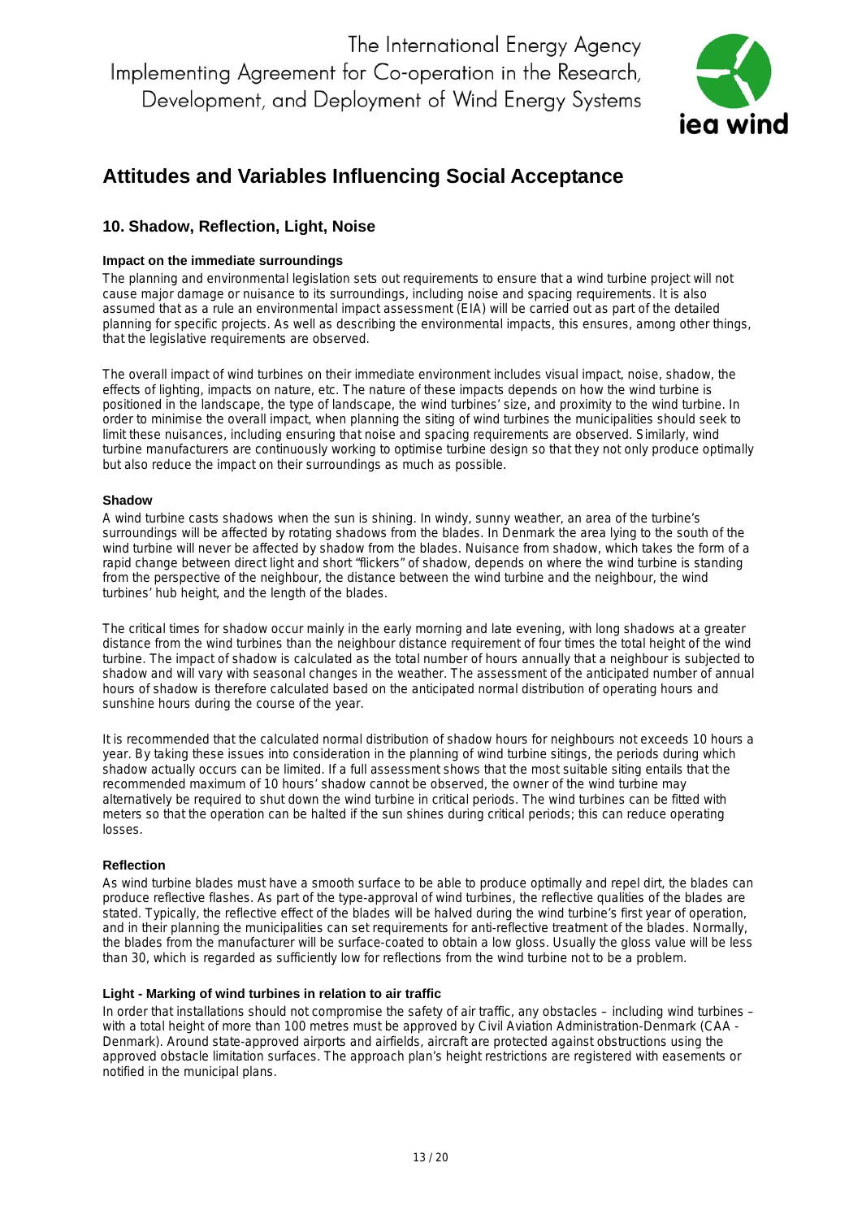# Attitudes and Variables Influencing Social Acceptance

## 10. Shadow, Reflection, Light, Noise

### Impact on the immediate surroundings

The planning and environmental legislation sets out requirements to ensure that a wind turbine project will not cause major damage or nuisance to its surroundings, including noise and spacing requirements. It is also assumed that as a rule an environmental impact assessment (EIA) will be carried out as part of the detailed planning for specific projects. As well as describing the environmental impacts, this ensures, among other things, that the legislative requirements are observed.

The overall impact of wind turbines on their immediate environment includes visual impact, noise, shadow, the effects of lighting, impacts on nature, etc. The nature of these impacts depends on how the wind turbine is positioned in the landscape, the type of landscape, the wind turbines' size, and proximity to the wind turbine. In order to minimise the overall impact, when planning the siting of wind turbines the municipalities should seek to limit these nuisances, including ensuring that noise and spacing requirements are observed. Similarly, wind turbine manufacturers are continuously working to optimise turbine design so that they not only produce optimally but also reduce the impact on their surroundings as much as possible.

### Shadow

A wind turbine casts shadows when the sun is shining. In windy, sunny weather, an area of the turbine's surroundings will be affected by rotating shadows from the blades. In Denmark the area lying to the south of the wind turbine will never be affected by shadow from the blades. Nuisance from shadow, which takes the form of a rapid change between direct light and short "flickers" of shadow, depends on where the wind turbine is standing from the perspective of the neighbour, the distance between the wind turbine and the neighbour, the wind turbines' hub height, and the length of the blades.

The critical times for shadow occur mainly in the early morning and late evening, with long shadows at a greater distance from the wind turbines than the neighbour distance requirement of four times the total height of the wind turbine. The impact of shadow is calculated as the total number of hours annually that a neighbour is subjected to shadow and will vary with seasonal changes in the weather. The assessment of the anticipated number of annual hours of shadow is therefore calculated based on the anticipated normal distribution of operating hours and sunshine hours during the course of the year.

It is recommended that the calculated normal distribution of shadow hours for neighbours not exceeds 10 hours a year. By taking these issues into consideration in the planning of wind turbine sitings, the periods during which shadow actually occurs can be limited. If a full assessment shows that the most suitable siting entails that the recommended maximum of 10 hours' shadow cannot be observed, the owner of the wind turbine may alternatively be required to shut down the wind turbine in critical periods. The wind turbines can be fitted with meters so that the operation can be halted if the sun shines during critical periods; this can reduce operating losses.

### Reflection

As wind turbine blades must have a smooth surface to be able to produce optimally and repel dirt, the blades can produce reflective flashes. As part of the type-approval of wind turbines, the reflective qualities of the blades are stated. Typically, the reflective effect of the blades will be halved during the wind turbine's first year of operation, and in their planning the municipalities can set requirements for anti-reflective treatment of the blades. Normally, the blades from the manufacturer will be surface-coated to obtain a low gloss. Usually the gloss value will be less than 30, which is regarded as sufficiently low for reflections from the wind turbine not to be a problem.

### Light - Marking of wind turbines in relation to air traffic

In order that installations should not compromise the safety of air traffic, any obstacles – including wind turbines – with a total height of more than 100 metres must be approved by Civil Aviation Administration-Denmark (CAA - Denmark). Around state-approved airports and airfields, aircraft are protected against obstructions using the approved obstacle limitation surfaces. The approach plan's height restrictions are registered with easements or notified in the municipal plans.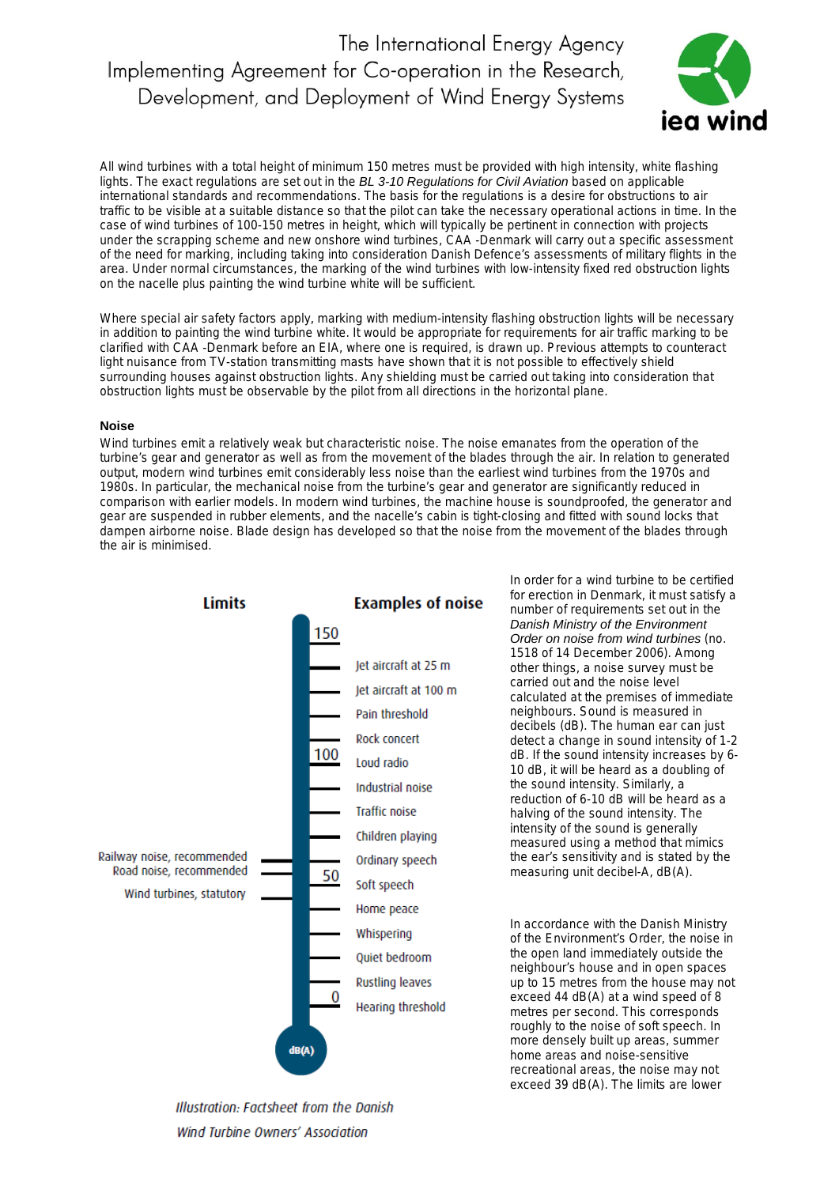All wind turbines with a total height of minimum 150 metres must be provided with high intensity, white flashing lights. The exact regulations are set out in the *BL 3-10 Regulations for Civil Aviation* based on applicable international standards and recommendations. The basis for the regulations is a desire for obstructions to air traffic to be visible at a suitable distance so that the pilot can take the necessary operational actions in time. In the case of wind turbines of 100-150 metres in height, which will typically be pertinent in connection with projects under the scrapping scheme and new onshore wind turbines, CAA -Denmark will carry out a specific assessment of the need for marking, including taking into consideration Danish Defence's assessments of military flights in the area. Under normal circumstances, the marking of the wind turbines with low-intensity fixed red obstruction lights on the nacelle plus painting the wind turbine white will be sufficient.

Where special air safety factors apply, marking with medium-intensity flashing obstruction lights will be necessary in addition to painting the wind turbine white. It would be appropriate for requirements for air traffic marking to be clarified with CAA -Denmark before an EIA, where one is required, is drawn up. Previous attempts to counteract light nuisance from TV-station transmitting masts have shown that it is not possible to effectively shield surrounding houses against obstruction lights. Any shielding must be carried out taking into consideration that obstruction lights must be observable by the pilot from all directions in the horizontal plane.

### Noise

Wind turbines emit a relatively weak but characteristic noise. The noise emanates from the operation of the turbine's gear and generator as well as from the movement of the blades through the air. In relation to generated output, modern wind turbines emit considerably less noise than the earliest wind turbines from the 1970s and 1980s. In particular, the mechanical noise from the turbine's gear and generator are significantly reduced in comparison with earlier models. In modern wind turbines, the machine house is soundproofed, the generator and gear are suspended in rubber elements, and the nacelle's cabin is tight-closing and fitted with sound locks that dampen airborne noise. Blade design has developed so that the noise from the movement of the blades through the air is minimised.

**Limits** | **Examples of noise** (dB(A) scale: 0, 50, 100, 150)

Limits: Railway noise, recommended; Road noise, recommended; Wind turbines, statutory

Examples of noise: Jet aircraft at 25 m; Jet aircraft at 100 m; Pain threshold; Rock concert; Loud radio; Industrial noise; Traffic noise; Children playing; Ordinary speech; Soft speech; Home peace; Whispering; Quiet bedroom; Rustling leaves; Hearing threshold

*Illustration: Factsheet from the Danish Wind Turbine Owners' Association*

In order for a wind turbine to be certified for erection in Denmark, it must satisfy a number of requirements set out in the *Danish Ministry of the Environment Order on noise from wind turbines* (no. 1518 of 14 December 2006). Among other things, a noise survey must be carried out and the noise level calculated at the premises of immediate neighbours. Sound is measured in decibels (dB). The human ear can just detect a change in sound intensity of 1-2 dB. If the sound intensity increases by 6-10 dB, it will be heard as a doubling of the sound intensity. Similarly, a reduction of 6-10 dB will be heard as a halving of the sound intensity. The intensity of the sound is generally measured using a method that mimics the ear's sensitivity and is stated by the measuring unit decibel-A, dB(A).

In accordance with the Danish Ministry of the Environment's Order, the noise in the open land immediately outside the neighbour's house and in open spaces up to 15 metres from the house may not exceed 44 dB(A) at a wind speed of 8 metres per second. This corresponds roughly to the noise of soft speech. In more densely built up areas, summer home areas and noise-sensitive recreational areas, the noise may not exceed 39 dB(A). The limits are lower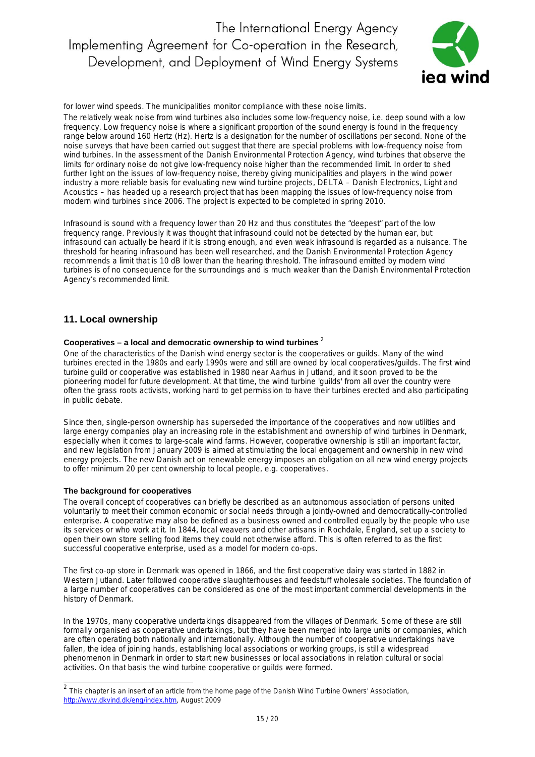for lower wind speeds. The municipalities monitor compliance with these noise limits.

The relatively weak noise from wind turbines also includes some low-frequency noise, i.e. deep sound with a low frequency. Low frequency noise is where a significant proportion of the sound energy is found in the frequency range below around 160 Hertz (Hz). Hertz is a designation for the number of oscillations per second. None of the noise surveys that have been carried out suggest that there are special problems with low-frequency noise from wind turbines. In the assessment of the Danish Environmental Protection Agency, wind turbines that observe the limits for ordinary noise do not give low-frequency noise higher than the recommended limit. In order to shed further light on the issues of low-frequency noise, thereby giving municipalities and players in the wind power industry a more reliable basis for evaluating new wind turbine projects, DELTA – Danish Electronics, Light and Acoustics – has headed up a research project that has been mapping the issues of low-frequency noise from modern wind turbines since 2006. The project is expected to be completed in spring 2010.

Infrasound is sound with a frequency lower than 20 Hz and thus constitutes the "deepest" part of the low frequency range. Previously it was thought that infrasound could not be detected by the human ear, but infrasound can actually be heard if it is strong enough, and even weak infrasound is regarded as a nuisance. The threshold for hearing infrasound has been well researched, and the Danish Environmental Protection Agency recommends a limit that is 10 dB lower than the hearing threshold. The infrasound emitted by modern wind turbines is of no consequence for the surroundings and is much weaker than the Danish Environmental Protection Agency's recommended limit.

## 11. Local ownership

### Cooperatives – a local and democratic ownership to wind turbines [2]

One of the characteristics of the Danish wind energy sector is the cooperatives or guilds. Many of the wind turbines erected in the 1980s and early 1990s were and still are owned by local cooperatives/guilds. The first wind turbine guild or cooperative was established in 1980 near Aarhus in Jutland, and it soon proved to be the pioneering model for future development. At that time, the wind turbine 'guilds' from all over the country were often the grass roots activists, working hard to get permission to have their turbines erected and also participating in public debate.

Since then, single-person ownership has superseded the importance of the cooperatives and now utilities and large energy companies play an increasing role in the establishment and ownership of wind turbines in Denmark, especially when it comes to large-scale wind farms. However, cooperative ownership is still an important factor, and new legislation from January 2009 is aimed at stimulating the local engagement and ownership in new wind energy projects. The new Danish act on renewable energy imposes an obligation on all new wind energy projects to offer minimum 20 per cent ownership to local people, e.g. cooperatives.

### The background for cooperatives

The overall concept of cooperatives can briefly be described as an autonomous association of persons united voluntarily to meet their common economic or social needs through a jointly-owned and democratically-controlled enterprise. A cooperative may also be defined as a business owned and controlled equally by the people who use its services or who work at it. In 1844, local weavers and other artisans in Rochdale, England, set up a society to open their own store selling food items they could not otherwise afford. This is often referred to as the first successful cooperative enterprise, used as a model for modern co-ops.

The first co-op store in Denmark was opened in 1866, and the first cooperative dairy was started in 1882 in Western Jutland. Later followed cooperative slaughterhouses and feedstuff wholesale societies. The foundation of a large number of cooperatives can be considered as one of the most important commercial developments in the history of Denmark.

In the 1970s, many cooperative undertakings disappeared from the villages of Denmark. Some of these are still formally organised as cooperative undertakings, but they have been merged into large units or companies, which are often operating both nationally and internationally. Although the number of cooperative undertakings have fallen, the idea of joining hands, establishing local associations or working groups, is still a widespread phenomenon in Denmark in order to start new businesses or local associations in relation cultural or social activities. On that basis the wind turbine cooperative or guilds were formed.

---

[2] This chapter is an insert of an article from the home page of the Danish Wind Turbine Owners' Association, http://www.dkvind.dk/eng/index.htm, August 2009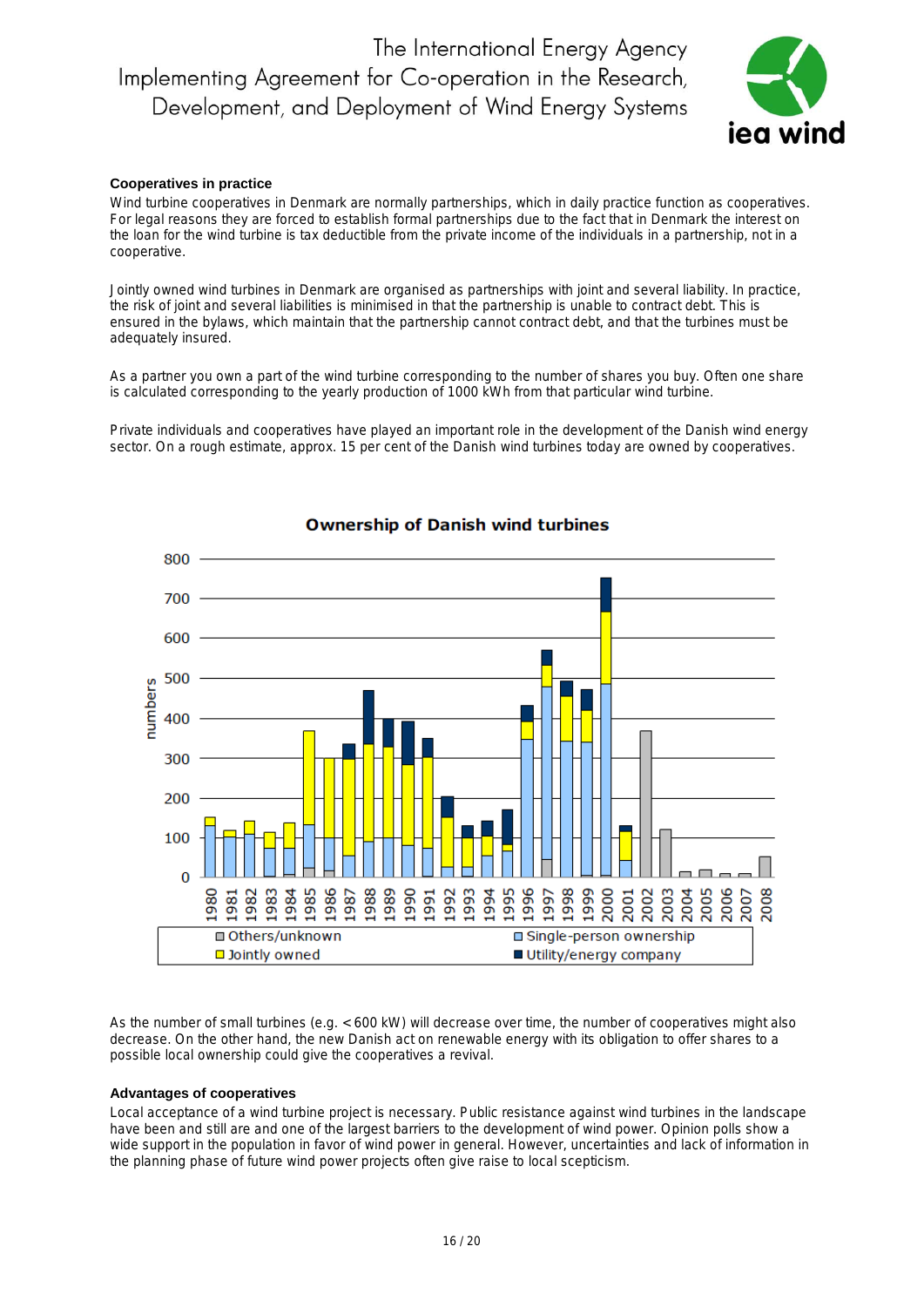### Cooperatives in practice

Wind turbine cooperatives in Denmark are normally partnerships, which in daily practice function as cooperatives. For legal reasons they are forced to establish formal partnerships due to the fact that in Denmark the interest on the loan for the wind turbine is tax deductible from the private income of the individuals in a partnership, not in a cooperative.

Jointly owned wind turbines in Denmark are organised as partnerships with joint and several liability. In practice, the risk of joint and several liabilities is minimised in that the partnership is unable to contract debt. This is ensured in the bylaws, which maintain that the partnership cannot contract debt, and that the turbines must be adequately insured.

As a partner you own a part of the wind turbine corresponding to the number of shares you buy. Often one share is calculated corresponding to the yearly production of 1000 kWh from that particular wind turbine.

Private individuals and cooperatives have played an important role in the development of the Danish wind energy sector. On a rough estimate, approx. 15 per cent of the Danish wind turbines today are owned by cooperatives.

**Ownership of Danish wind turbines**

As the number of small turbines (e.g. < 600 kW) will decrease over time, the number of cooperatives might also decrease. On the other hand, the new Danish act on renewable energy with its obligation to offer shares to a possible local ownership could give the cooperatives a revival.

### Advantages of cooperatives

Local acceptance of a wind turbine project is necessary. Public resistance against wind turbines in the landscape have been and still are and one of the largest barriers to the development of wind power. Opinion polls show a wide support in the population in favor of wind power in general. However, uncertainties and lack of information in the planning phase of future wind power projects often give raise to local scepticism.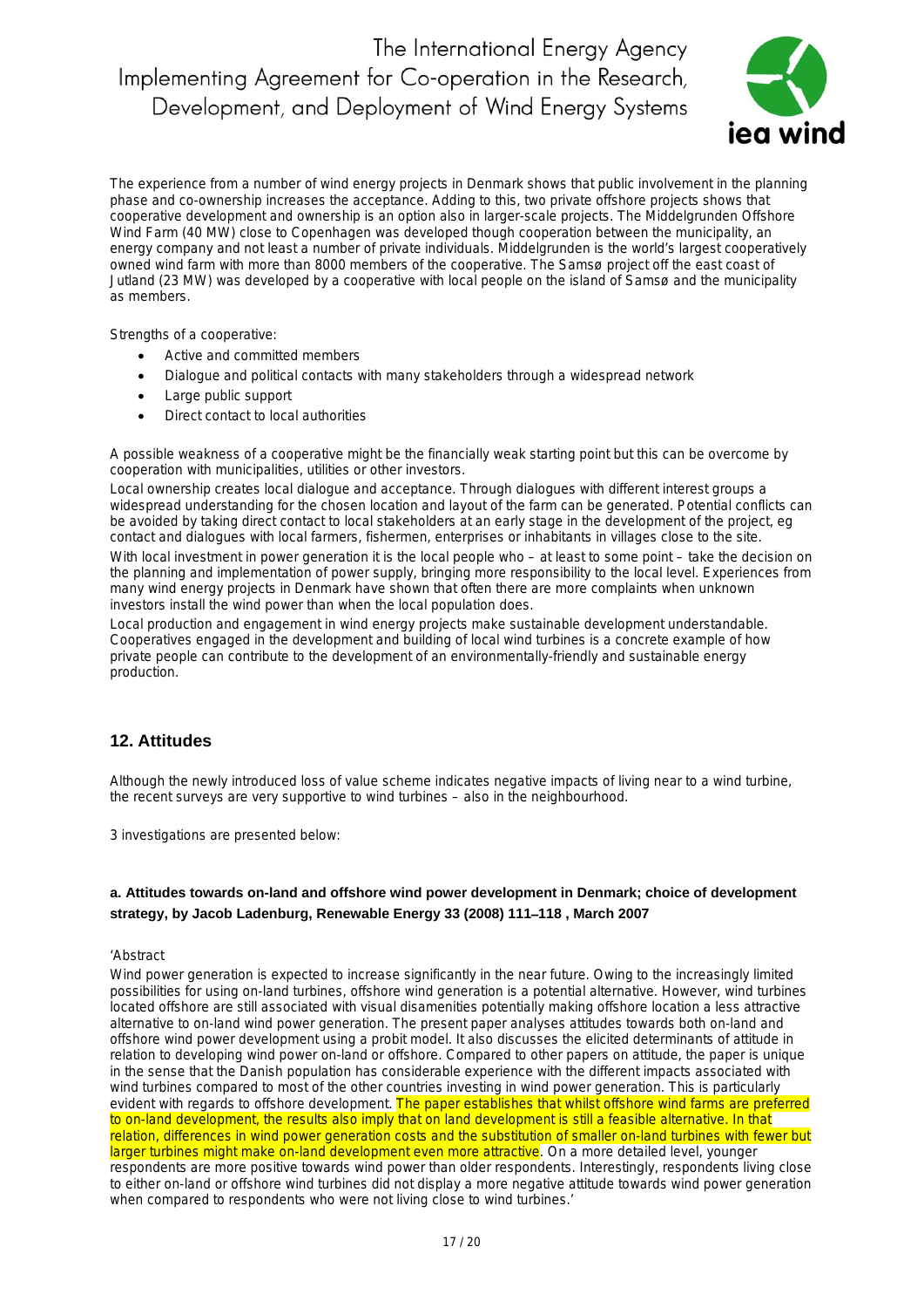The experience from a number of wind energy projects in Denmark shows that public involvement in the planning phase and co-ownership increases the acceptance. Adding to this, two private offshore projects shows that cooperative development and ownership is an option also in larger-scale projects. The Middelgrunden Offshore Wind Farm (40 MW) close to Copenhagen was developed though cooperation between the municipality, an energy company and not least a number of private individuals. Middelgrunden is the world's largest cooperatively owned wind farm with more than 8000 members of the cooperative. The Samsø project off the east coast of Jutland (23 MW) was developed by a cooperative with local people on the island of Samsø and the municipality as members.

Strengths of a cooperative:

- Active and committed members
- Dialogue and political contacts with many stakeholders through a widespread network
- Large public support
- Direct contact to local authorities

A possible weakness of a cooperative might be the financially weak starting point but this can be overcome by cooperation with municipalities, utilities or other investors.

Local ownership creates local dialogue and acceptance. Through dialogues with different interest groups a widespread understanding for the chosen location and layout of the farm can be generated. Potential conflicts can be avoided by taking direct contact to local stakeholders at an early stage in the development of the project, eg contact and dialogues with local farmers, fishermen, enterprises or inhabitants in villages close to the site.

With local investment in power generation it is the local people who – at least to some point – take the decision on the planning and implementation of power supply, bringing more responsibility to the local level. Experiences from many wind energy projects in Denmark have shown that often there are more complaints when unknown investors install the wind power than when the local population does.

Local production and engagement in wind energy projects make sustainable development understandable. Cooperatives engaged in the development and building of local wind turbines is a concrete example of how private people can contribute to the development of an environmentally-friendly and sustainable energy production.

## 12. Attitudes

Although the newly introduced loss of value scheme indicates negative impacts of living near to a wind turbine, the recent surveys are very supportive to wind turbines – also in the neighbourhood.

3 investigations are presented below:

### a. Attitudes towards on-land and offshore wind power development in Denmark; choice of development strategy, by Jacob Ladenburg, Renewable Energy 33 (2008) 111–118 , March 2007

'Abstract

Wind power generation is expected to increase significantly in the near future. Owing to the increasingly limited possibilities for using on-land turbines, offshore wind generation is a potential alternative. However, wind turbines located offshore are still associated with visual disamenities potentially making offshore location a less attractive alternative to on-land wind power generation. The present paper analyses attitudes towards both on-land and offshore wind power development using a probit model. It also discusses the elicited determinants of attitude in relation to developing wind power on-land or offshore. Compared to other papers on attitude, the paper is unique in the sense that the Danish population has considerable experience with the different impacts associated with wind turbines compared to most of the other countries investing in wind power generation. This is particularly evident with regards to offshore development. The paper establishes that whilst offshore wind farms are preferred to on-land development, the results also imply that on land development is still a feasible alternative. In that relation, differences in wind power generation costs and the substitution of smaller on-land turbines with fewer but larger turbines might make on-land development even more attractive. On a more detailed level, younger respondents are more positive towards wind power than older respondents. Interestingly, respondents living close to either on-land or offshore wind turbines did not display a more negative attitude towards wind power generation when compared to respondents who were not living close to wind turbines.'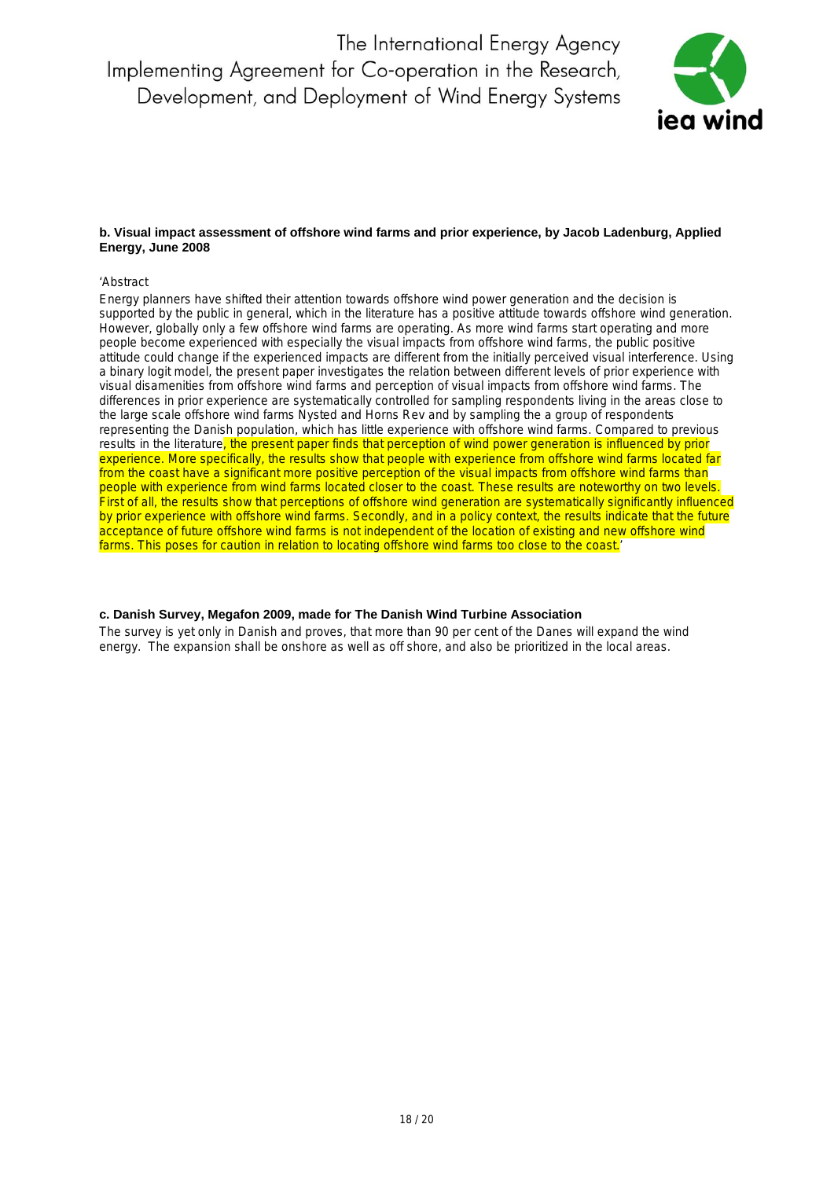**b. Visual impact assessment of offshore wind farms and prior experience, by Jacob Ladenburg, Applied Energy, June 2008**

'Abstract

Energy planners have shifted their attention towards offshore wind power generation and the decision is supported by the public in general, which in the literature has a positive attitude towards offshore wind generation. However, globally only a few offshore wind farms are operating. As more wind farms start operating and more people become experienced with especially the visual impacts from offshore wind farms, the public positive attitude could change if the experienced impacts are different from the initially perceived visual interference. Using a binary logit model, the present paper investigates the relation between different levels of prior experience with visual disamenities from offshore wind farms and perception of visual impacts from offshore wind farms. The differences in prior experience are systematically controlled for sampling respondents living in the areas close to the large scale offshore wind farms Nysted and Horns Rev and by sampling the a group of respondents representing the Danish population, which has little experience with offshore wind farms. Compared to previous results in the literature, the present paper finds that perception of wind power generation is influenced by prior experience. More specifically, the results show that people with experience from offshore wind farms located far from the coast have a significant more positive perception of the visual impacts from offshore wind farms than people with experience from wind farms located closer to the coast. These results are noteworthy on two levels. First of all, the results show that perceptions of offshore wind generation are systematically significantly influenced by prior experience with offshore wind farms. Secondly, and in a policy context, the results indicate that the future acceptance of future offshore wind farms is not independent of the location of existing and new offshore wind farms. This poses for caution in relation to locating offshore wind farms too close to the coast.'

**c. Danish Survey, Megafon 2009, made for The Danish Wind Turbine Association**

The survey is yet only in Danish and proves, that more than 90 per cent of the Danes will expand the wind energy. The expansion shall be onshore as well as off shore, and also be prioritized in the local areas.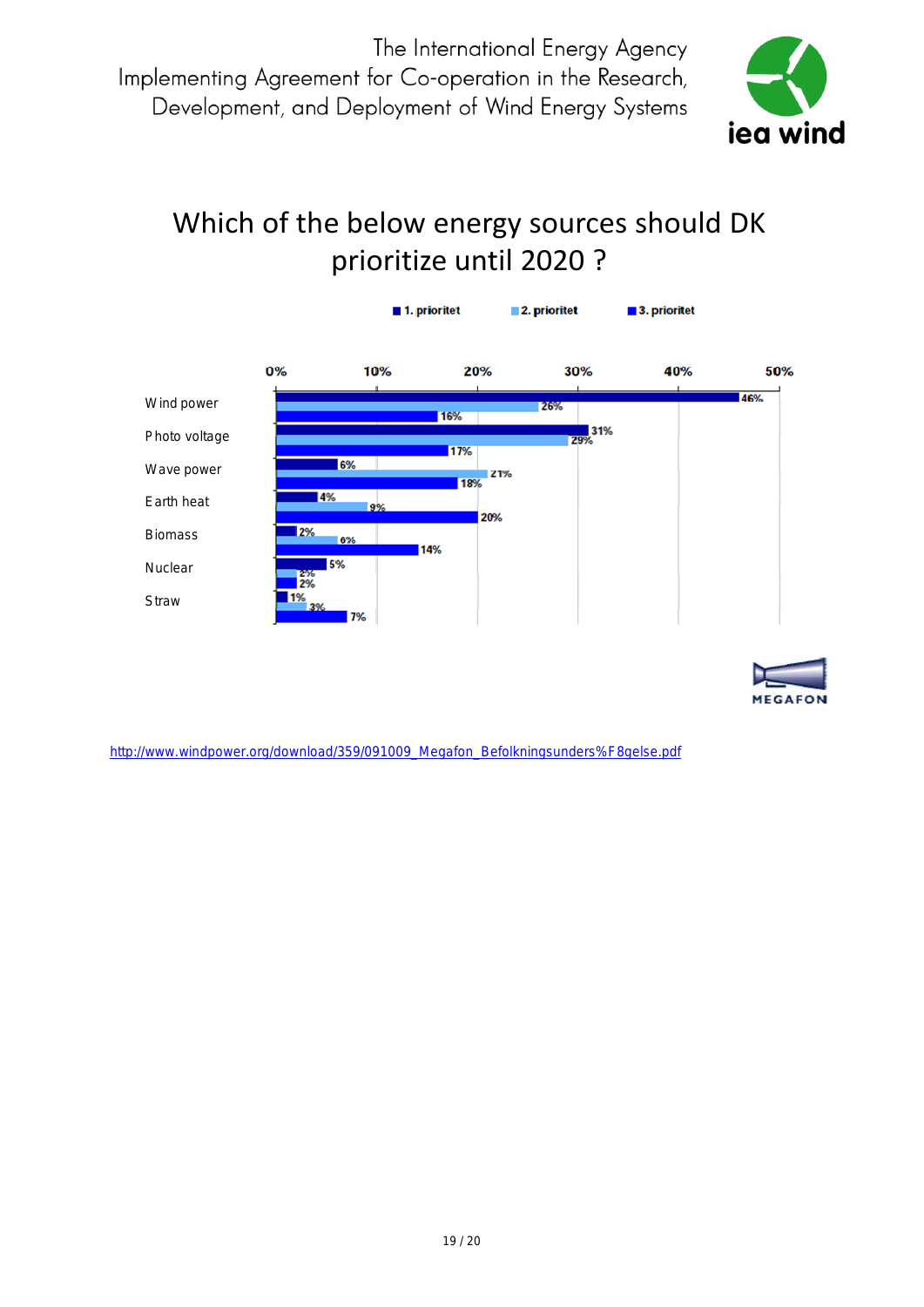The International Energy Agency
Implementing Agreement for Co-operation in the Research,
Development, and Deployment of Wind Energy Systems

# Which of the below energy sources should DK prioritize until 2020 ?

| | 1. prioritet | 2. prioritet | 3. prioritet |
|---|---|---|---|
| Wind power | 46% | 26% | 16% |
| Photo voltage | 31% | 29% | 17% |
| Wave power | 6% | 21% | 18% |
| Earth heat | 4% | 9% | 20% |
| Biomass | 2% | 6% | 14% |
| Nuclear | 5% | 2% | 2% |
| Straw | 1% | 3% | 7% |

MEGAFON

http://www.windpower.org/download/359/091009_Megafon_Befolkningsunders%F8gelse.pdf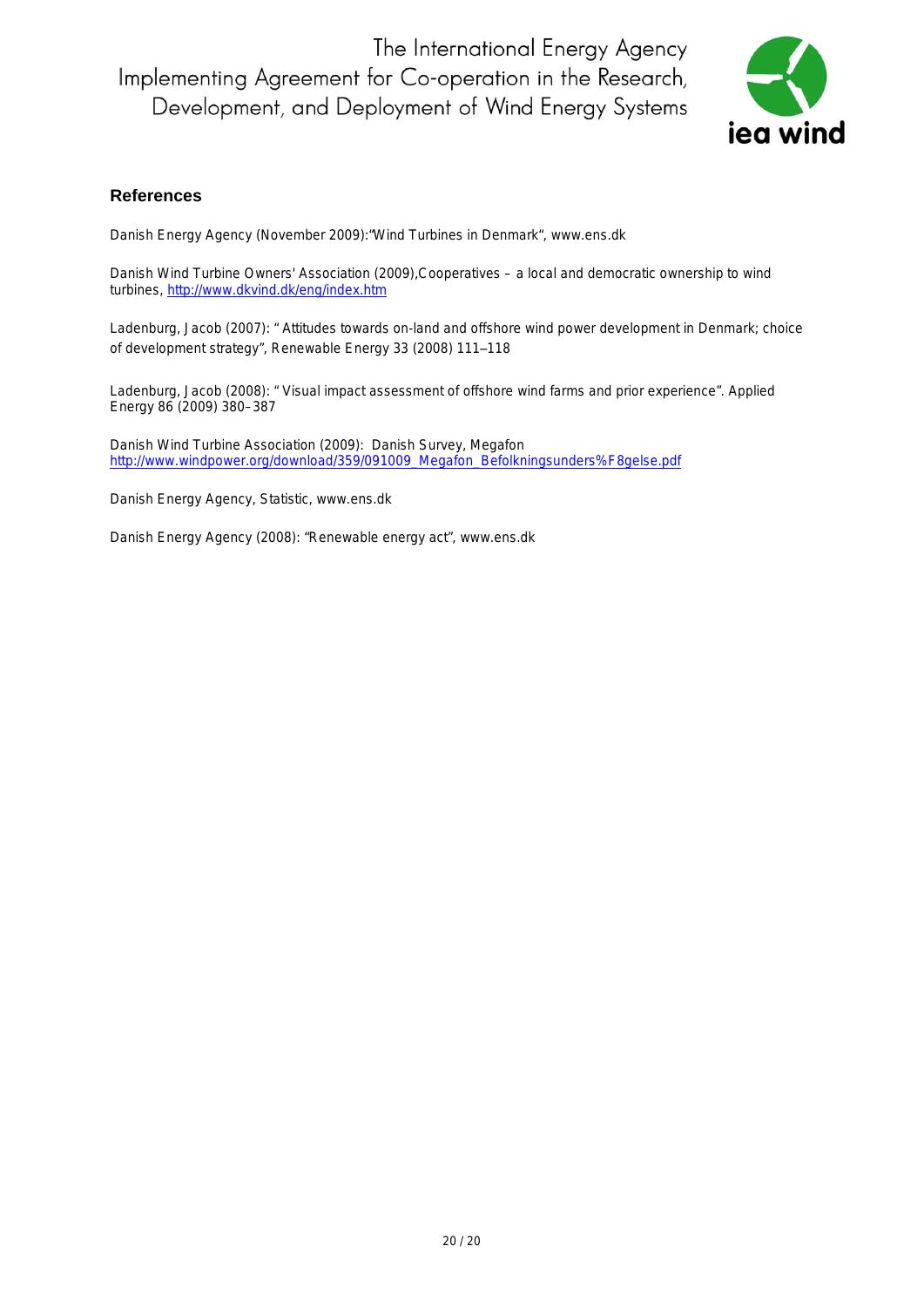## References

Danish Energy Agency (November 2009):"Wind Turbines in Denmark", www.ens.dk

Danish Wind Turbine Owners' Association (2009),Cooperatives – a local and democratic ownership to wind turbines, http://www.dkvind.dk/eng/index.htm

Ladenburg, Jacob (2007): " Attitudes towards on-land and offshore wind power development in Denmark; choice of development strategy", Renewable Energy 33 (2008) 111–118

Ladenburg, Jacob (2008): " Visual impact assessment of offshore wind farms and prior experience". Applied Energy 86 (2009) 380–387

Danish Wind Turbine Association (2009): Danish Survey, Megafon http://www.windpower.org/download/359/091009_Megafon_Befolkningsunders%F8gelse.pdf

Danish Energy Agency, Statistic, www.ens.dk

Danish Energy Agency (2008): "Renewable energy act", www.ens.dk